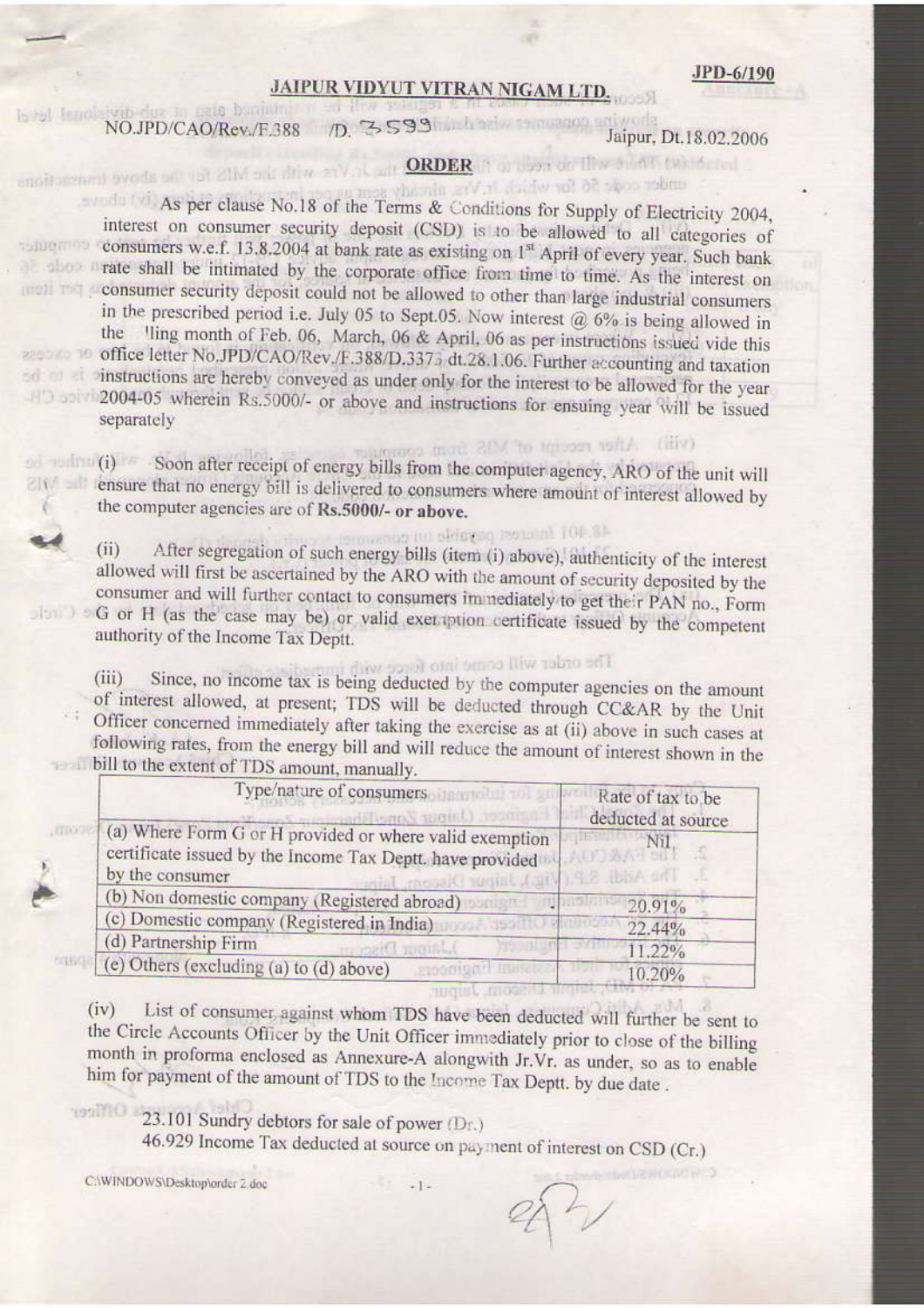JPD-6/190

## JAIPUR VIDYUT VITRAN NIGAM LTD.

NO.JPD/CAO/Rev./F.388 /D. 3593 Jaipur, Dt.18.02.2006

### ORDER

As per clause No.18 of the Terms & Conditions for Supply of Electricity 2004, interest on consumer security deposit (CSD) is to be allowed to all categories of consumers w.e.f. 13.8.2004 at bank rate as existing on 1st April of every year. Such bank rate shall be intimated by the corporate office from time to time. As the interest on consumer security deposit could not be allowed to other than large industrial consumers in the prescribed period i.e. July 05 to Sept.05. Now interest @ 6% is being allowed in the 'lling month of Feb. 06, March, 06 & April, 06 as per instructions issued vide this office letter No.JPD/CAO/Rev./F.388/D.3375 dt.28.1.06. Further accounting and taxation instructions are hereby conveyed as under only for the interest to be allowed for the year 2004-05 wherein Rs.5000/- or above and instructions for ensuing year will be issued separately

(i) Soon after receipt of energy bills from the computer agency, ARO of the unit will ensure that no energy bill is delivered to consumers where amount of interest allowed by the computer agencies are of **Rs.5000/- or above.**

(ii) After segregation of such energy bills (item (i) above), authenticity of the interest allowed will first be ascertained by the ARO with the amount of security deposited by the consumer and will further contact to consumers immediately to get their PAN no., Form G or H (as the case may be) or valid exemption certificate issued by the competent authority of the Income Tax Deptt.

(iii) Since, no income tax is being deducted by the computer agencies on the amount of interest allowed, at present; TDS will be deducted through CC&AR by the Unit Officer concerned immediately after taking the exercise as at (ii) above in such cases at following rates, from the energy bill and will reduce the amount of interest shown in the bill to the extent of TDS amount, manually.

| Type/nature of consumers | Rate of tax to be deducted at source |
|---|---|
| (a) Where Form G or H provided or where valid exemption certificate issued by the Income Tax Deptt. have provided by the consumer | Nil |
| (b) Non domestic company (Registered abroad) | 20.91% |
| (c) Domestic company (Registered in India) | 22.44% |
| (d) Partnership Firm | 11.22% |
| (e) Others (excluding (a) to (d) above) | 10.20% |

(iv) List of consumer against whom TDS have been deducted will further be sent to the Circle Accounts Officer by the Unit Officer immediately prior to close of the billing month in proforma enclosed as Annexure-A alongwith Jr.Vr. as under, so as to enable him for payment of the amount of TDS to the Income Tax Deptt. by due date .

23.101 Sundry debtors for sale of power (Dr.)
46.929 Income Tax deducted at source on payment of interest on CSD (Cr.)

C:\WINDOWS\Desktop\order 2.doc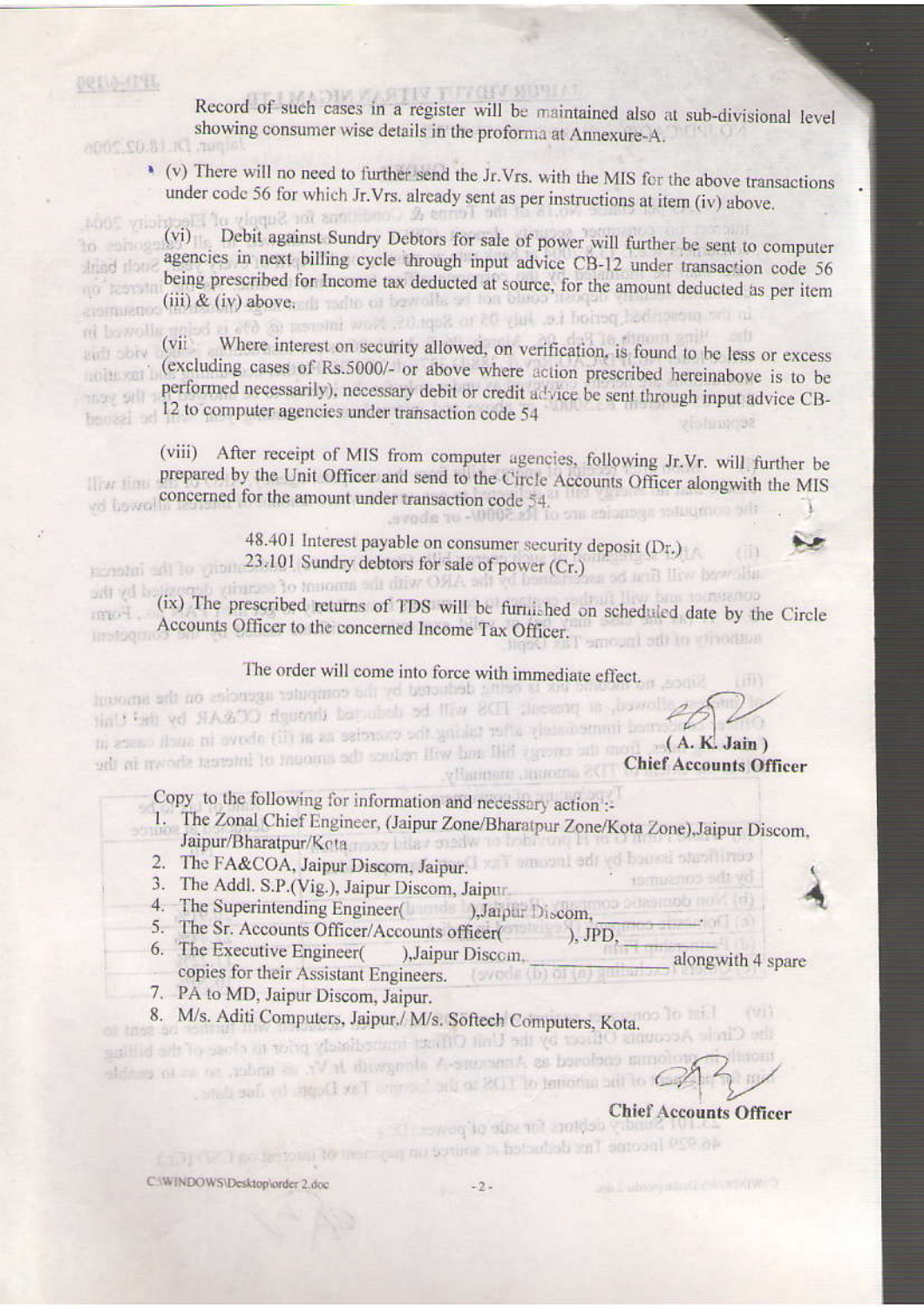Record of such cases in a register will be maintained also at sub-divisional level showing consumer wise details in the proforma at Annexure-A.

(v) There will no need to further send the Jr.Vrs. with the MIS for the above transactions under code 56 for which Jr.Vrs. already sent as per instructions at item (iv) above.

(vi) Debit against Sundry Debtors for sale of power will further be sent to computer agencies in next billing cycle through input advice CB-12 under transaction code 56 being prescribed for Income tax deducted at source, for the amount deducted as per item (iii) & (iv) above.

(vii) Where interest on security allowed, on verification, is found to be less or excess (excluding cases of Rs.5000/- or above where action prescribed hereinabove is to be performed necessarily), necessary debit or credit advice be sent through input advice CB-12 to computer agencies under transaction code 54

(viii) After receipt of MIS from computer agencies, following Jr.Vr. will further be prepared by the Unit Officer and send to the Circle Accounts Officer alongwith the MIS concerned for the amount under transaction code 54.

> 48.401 Interest payable on consumer security deposit (Dr.)
> 23.101 Sundry debtors for sale of power (Cr.)

(ix) The prescribed returns of TDS will be furnished on scheduled date by the Circle Accounts Officer to the concerned Income Tax Officer.

The order will come into force with immediate effect.

**( A. K. Jain )**
**Chief Accounts Officer**

Copy to the following for information and necessary action :-

1. The Zonal Chief Engineer, (Jaipur Zone/Bharatpur Zone/Kota Zone),Jaipur Discom, Jaipur/Bharatpur/Kota
2. The FA&COA, Jaipur Discom, Jaipur.
3. The Addl. S.P.(Vig.), Jaipur Discom, Jaipur.
4. The Superintending Engineer( ),Jaipur Discom, \_\_\_\_\_\_\_\_.
5. The Sr. Accounts Officer/Accounts officer( ), JPD, \_\_\_\_\_\_\_\_
6. The Executive Engineer( ),Jaipur Discom, \_\_\_\_\_\_\_\_ alongwith 4 spare copies for their Assistant Engineers.
7. PA to MD, Jaipur Discom, Jaipur.
8. M/s. Aditi Computers, Jaipur./ M/s. Softech Computers, Kota.

**Chief Accounts Officer**

C:\WINDOWS\Desktop\order 2.doc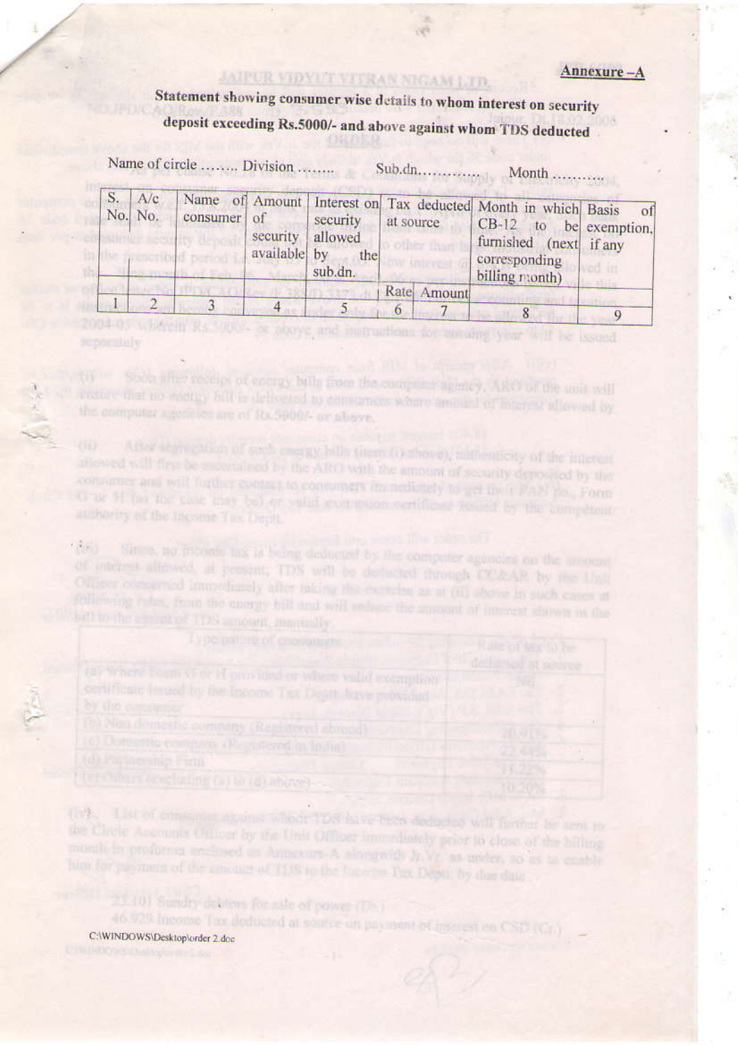**Annexure –A**

**Statement showing consumer wise details to whom interest on security deposit exceeding Rs.5000/- and above against whom TDS deducted**

Name of circle …….. Division …….. Sub.dn………… Month ………..

| S. No. | A/c No. | Name of consumer | Amount of security available | Interest on security allowed by the sub.dn. | Tax deducted at source | | Month in which CB-12 to be furnished (next corresponding billing month) | Basis of exemption, if any |
|---|---|---|---|---|---|---|---|---|
| | | | | | Rate | Amount | | |
| 1 | 2 | 3 | 4 | 5 | 6 | 7 | 8 | 9 |

C:\WINDOWS\Desktop\order 2.doc